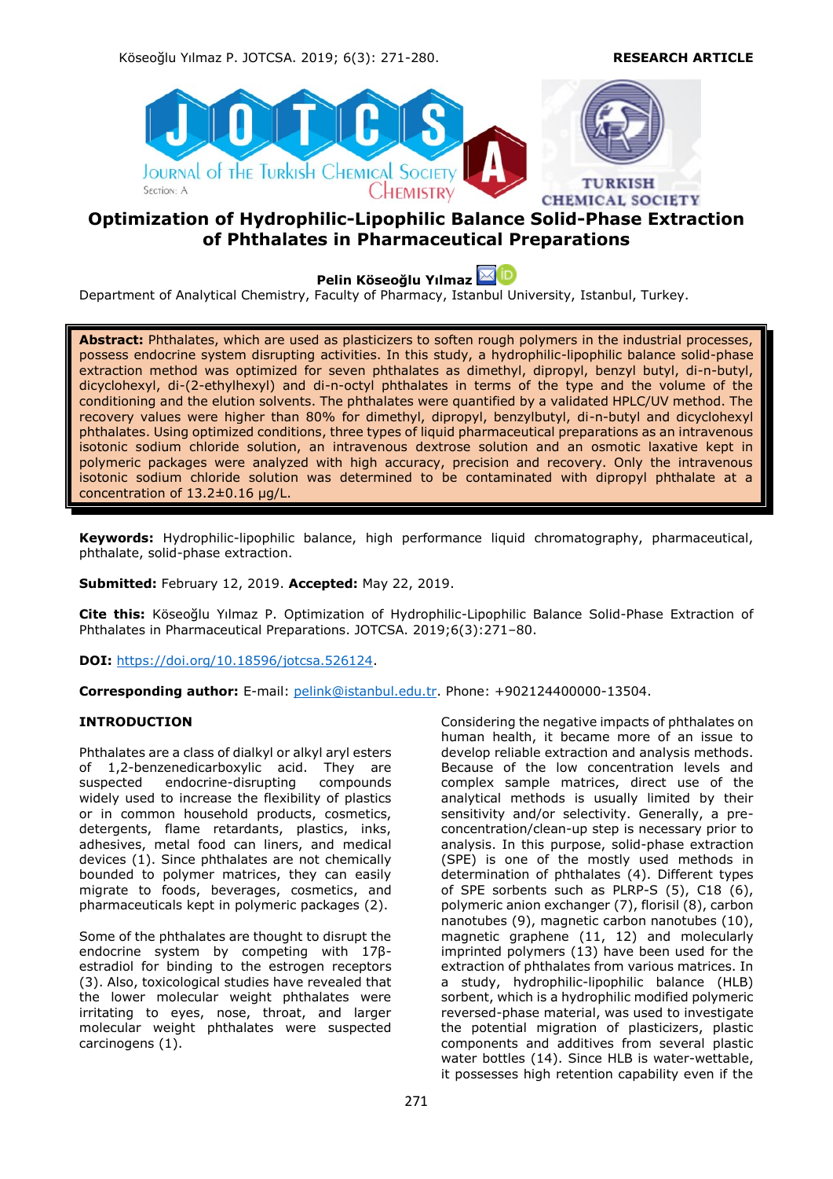**RESEARCH ARTICLE**

# Optimization of Hydrophilic-Lipophilic Balance Solid-Phase Extraction of Phthalates in Pharmaceutical Preparations

**Pelin Köseoğlu Yılmaz**

Department of Analytical Chemistry, Faculty of Pharmacy, Istanbul University, Istanbul, Turkey.

**Abstract:** Phthalates, which are used as plasticizers to soften rough polymers in the industrial processes, possess endocrine system disrupting activities. In this study, a hydrophilic-lipophilic balance solid-phase extraction method was optimized for seven phthalates as dimethyl, dipropyl, benzyl butyl, di-n-butyl, dicyclohexyl, di-(2-ethylhexyl) and di-n-octyl phthalates in terms of the type and the volume of the conditioning and the elution solvents. The phthalates were quantified by a validated HPLC/UV method. The recovery values were higher than 80% for dimethyl, dipropyl, benzylbutyl, di-n-butyl and dicyclohexyl phthalates. Using optimized conditions, three types of liquid pharmaceutical preparations as an intravenous isotonic sodium chloride solution, an intravenous dextrose solution and an osmotic laxative kept in polymeric packages were analyzed with high accuracy, precision and recovery. Only the intravenous isotonic sodium chloride solution was determined to be contaminated with dipropyl phthalate at a concentration of 13.2±0.16 µg/L.

**Keywords:** Hydrophilic-lipophilic balance, high performance liquid chromatography, pharmaceutical, phthalate, solid-phase extraction.

**Submitted:** February 12, 2019. **Accepted:** May 22, 2019.

**Cite this:** Köseoğlu Yılmaz P. Optimization of Hydrophilic-Lipophilic Balance Solid-Phase Extraction of Phthalates in Pharmaceutical Preparations. JOTCSA. 2019;6(3):271–80.

**DOI:** https://doi.org/10.18596/jotcsa.526124.

**Corresponding author:** E-mail: pelink@istanbul.edu.tr. Phone: +902124400000-13504.

## INTRODUCTION

Phthalates are a class of dialkyl or alkyl aryl esters of 1,2-benzenedicarboxylic acid. They are suspected endocrine-disrupting compounds widely used to increase the flexibility of plastics or in common household products, cosmetics, detergents, flame retardants, plastics, inks, adhesives, metal food can liners, and medical devices (1). Since phthalates are not chemically bounded to polymer matrices, they can easily migrate to foods, beverages, cosmetics, and pharmaceuticals kept in polymeric packages (2).

Some of the phthalates are thought to disrupt the endocrine system by competing with 17β-estradiol for binding to the estrogen receptors (3). Also, toxicological studies have revealed that the lower molecular weight phthalates were irritating to eyes, nose, throat, and larger molecular weight phthalates were suspected carcinogens (1).

Considering the negative impacts of phthalates on human health, it became more of an issue to develop reliable extraction and analysis methods. Because of the low concentration levels and complex sample matrices, direct use of the analytical methods is usually limited by their sensitivity and/or selectivity. Generally, a pre-concentration/clean-up step is necessary prior to analysis. In this purpose, solid-phase extraction (SPE) is one of the mostly used methods in determination of phthalates (4). Different types of SPE sorbents such as PLRP-S (5), C18 (6), polymeric anion exchanger (7), florisil (8), carbon nanotubes (9), magnetic carbon nanotubes (10), magnetic graphene (11, 12) and molecularly imprinted polymers (13) have been used for the extraction of phthalates from various matrices. In a study, hydrophilic-lipophilic balance (HLB) sorbent, which is a hydrophilic modified polymeric reversed-phase material, was used to investigate the potential migration of plasticizers, plastic components and additives from several plastic water bottles (14). Since HLB is water-wettable, it possesses high retention capability even if the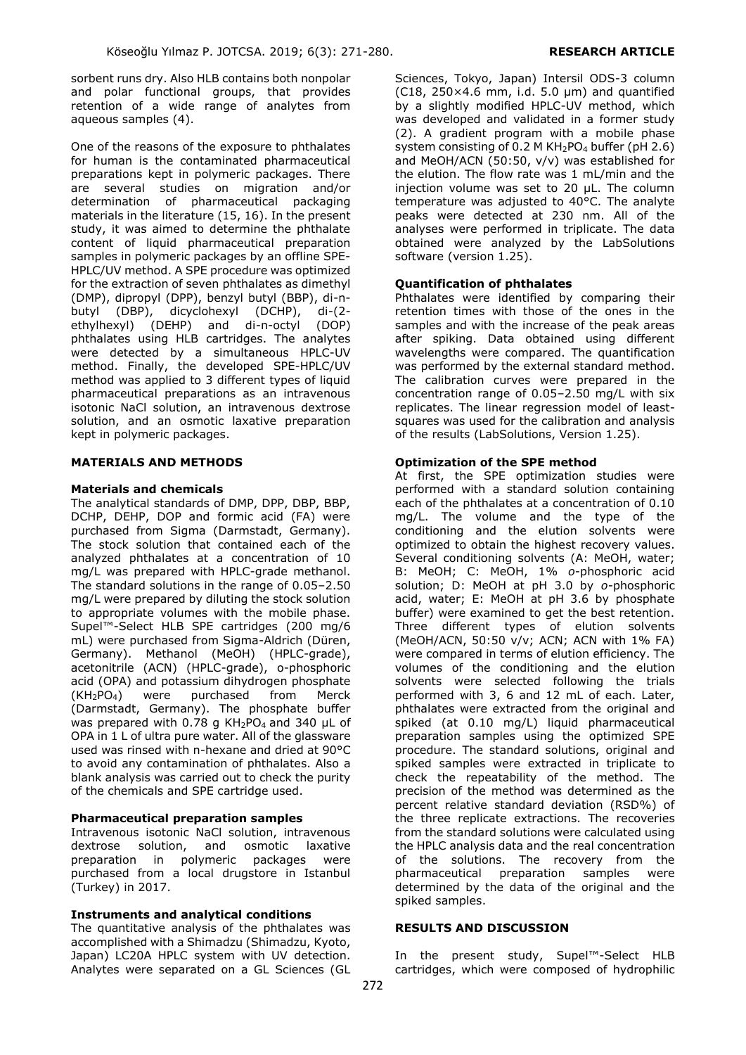sorbent runs dry. Also HLB contains both nonpolar and polar functional groups, that provides retention of a wide range of analytes from aqueous samples (4).

One of the reasons of the exposure to phthalates for human is the contaminated pharmaceutical preparations kept in polymeric packages. There are several studies on migration and/or determination of pharmaceutical packaging materials in the literature (15, 16). In the present study, it was aimed to determine the phthalate content of liquid pharmaceutical preparation samples in polymeric packages by an offline SPE-HPLC/UV method. A SPE procedure was optimized for the extraction of seven phthalates as dimethyl (DMP), dipropyl (DPP), benzyl butyl (BBP), di-n-butyl (DBP), dicyclohexyl (DCHP), di-(2-ethylhexyl) (DEHP) and di-n-octyl (DOP) phthalates using HLB cartridges. The analytes were detected by a simultaneous HPLC-UV method. Finally, the developed SPE-HPLC/UV method was applied to 3 different types of liquid pharmaceutical preparations as an intravenous isotonic NaCl solution, an intravenous dextrose solution, and an osmotic laxative preparation kept in polymeric packages.

## MATERIALS AND METHODS

### Materials and chemicals

The analytical standards of DMP, DPP, DBP, BBP, DCHP, DEHP, DOP and formic acid (FA) were purchased from Sigma (Darmstadt, Germany). The stock solution that contained each of the analyzed phthalates at a concentration of 10 mg/L was prepared with HPLC-grade methanol. The standard solutions in the range of 0.05–2.50 mg/L were prepared by diluting the stock solution to appropriate volumes with the mobile phase. Supel™-Select HLB SPE cartridges (200 mg/6 mL) were purchased from Sigma-Aldrich (Düren, Germany). Methanol (MeOH) (HPLC-grade), acetonitrile (ACN) (HPLC-grade), o-phosphoric acid (OPA) and potassium dihydrogen phosphate ($KH_2PO_4$) were purchased from Merck (Darmstadt, Germany). The phosphate buffer was prepared with 0.78 g $KH_2PO_4$ and 340 µL of OPA in 1 L of ultra pure water. All of the glassware used was rinsed with n-hexane and dried at 90°C to avoid any contamination of phthalates. Also a blank analysis was carried out to check the purity of the chemicals and SPE cartridge used.

### Pharmaceutical preparation samples

Intravenous isotonic NaCl solution, intravenous dextrose solution, and osmotic laxative preparation in polymeric packages were purchased from a local drugstore in Istanbul (Turkey) in 2017.

### Instruments and analytical conditions

The quantitative analysis of the phthalates was accomplished with a Shimadzu (Shimadzu, Kyoto, Japan) LC20A HPLC system with UV detection. Analytes were separated on a GL Sciences (GL Sciences, Tokyo, Japan) Intersil ODS-3 column (C18, 250×4.6 mm, i.d. 5.0 µm) and quantified by a slightly modified HPLC-UV method, which was developed and validated in a former study (2). A gradient program with a mobile phase system consisting of 0.2 M $KH_2PO_4$ buffer (pH 2.6) and MeOH/ACN (50:50, v/v) was established for the elution. The flow rate was 1 mL/min and the injection volume was set to 20 µL. The column temperature was adjusted to 40°C. The analyte peaks were detected at 230 nm. All of the analyses were performed in triplicate. The data obtained were analyzed by the LabSolutions software (version 1.25).

### Quantification of phthalates

Phthalates were identified by comparing their retention times with those of the ones in the samples and with the increase of the peak areas after spiking. Data obtained using different wavelengths were compared. The quantification was performed by the external standard method. The calibration curves were prepared in the concentration range of 0.05–2.50 mg/L with six replicates. The linear regression model of least-squares was used for the calibration and analysis of the results (LabSolutions, Version 1.25).

### Optimization of the SPE method

At first, the SPE optimization studies were performed with a standard solution containing each of the phthalates at a concentration of 0.10 mg/L. The volume and the type of the conditioning and the elution solvents were optimized to obtain the highest recovery values. Several conditioning solvents (A: MeOH, water; B: MeOH; C: MeOH, 1% *o*-phosphoric acid solution; D: MeOH at pH 3.0 by *o*-phosphoric acid, water; E: MeOH at pH 3.6 by phosphate buffer) were examined to get the best retention. Three different types of elution solvents (MeOH/ACN, 50:50 v/v; ACN; ACN with 1% FA) were compared in terms of elution efficiency. The volumes of the conditioning and the elution solvents were selected following the trials performed with 3, 6 and 12 mL of each. Later, phthalates were extracted from the original and spiked (at 0.10 mg/L) liquid pharmaceutical preparation samples using the optimized SPE procedure. The standard solutions, original and spiked samples were extracted in triplicate to check the repeatability of the method. The precision of the method was determined as the percent relative standard deviation (RSD%) of the three replicate extractions. The recoveries from the standard solutions were calculated using the HPLC analysis data and the real concentration of the solutions. The recovery from the pharmaceutical preparation samples were determined by the data of the original and the spiked samples.

## RESULTS AND DISCUSSION

In the present study, Supel™-Select HLB cartridges, which were composed of hydrophilic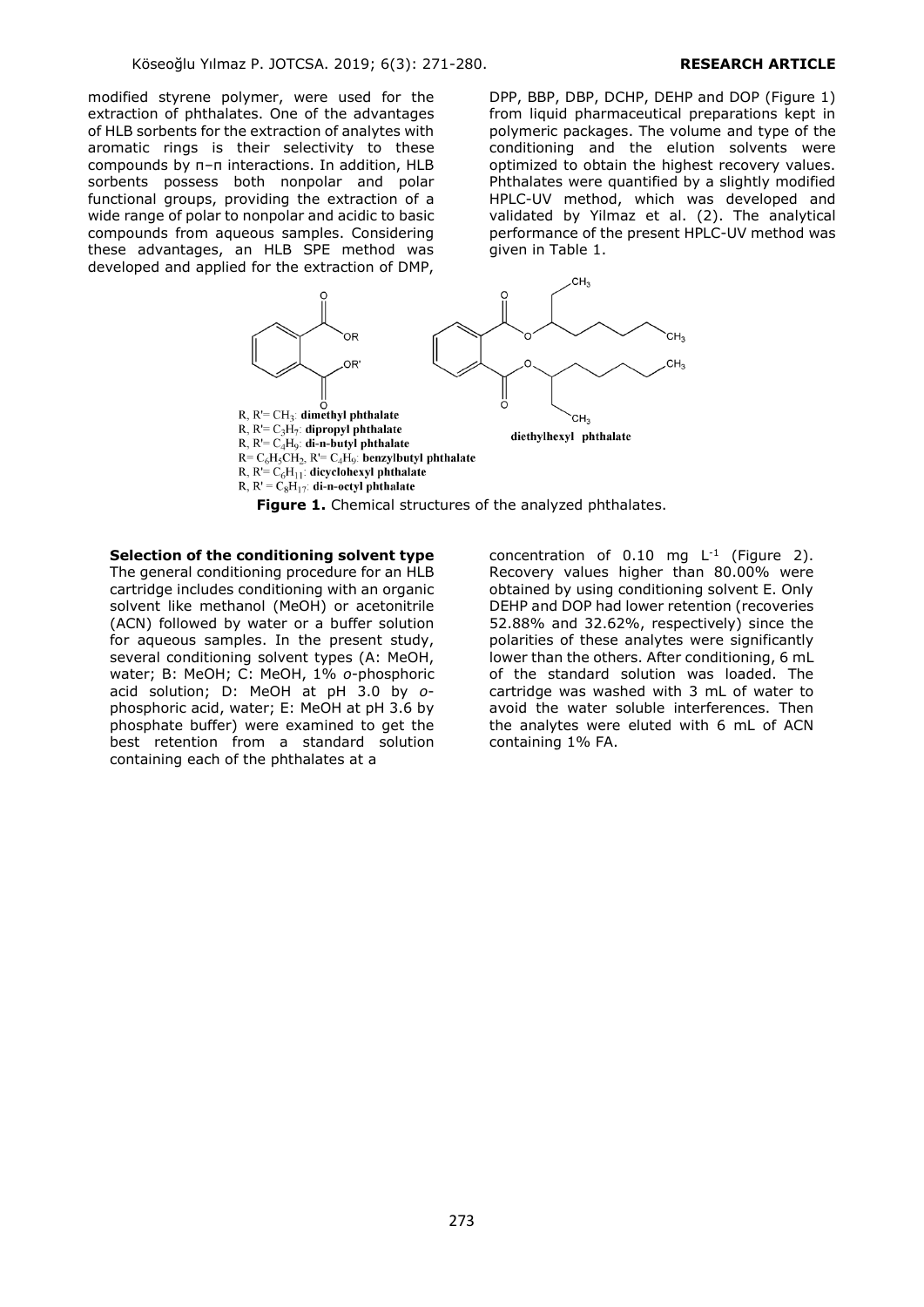modified styrene polymer, were used for the extraction of phthalates. One of the advantages of HLB sorbents for the extraction of analytes with aromatic rings is their selectivity to these compounds by π–π interactions. In addition, HLB sorbents possess both nonpolar and polar functional groups, providing the extraction of a wide range of polar to nonpolar and acidic to basic compounds from aqueous samples. Considering these advantages, an HLB SPE method was developed and applied for the extraction of DMP, DPP, BBP, DBP, DCHP, DEHP and DOP (Figure 1) from liquid pharmaceutical preparations kept in polymeric packages. The volume and type of the conditioning and the elution solvents were optimized to obtain the highest recovery values. Phthalates were quantified by a slightly modified HPLC-UV method, which was developed and validated by Yilmaz et al. (2). The analytical performance of the present HPLC-UV method was given in Table 1.

R, R'= $CH_3$: **dimethyl phthalate**
R, R'= $C_3H_7$: **dipropyl phthalate**
R, R'= $C_4H_9$: **di-n-butyl phthalate**
R= $C_6H_5CH_2$, R'= $C_4H_9$: **benzylbutyl phthalate**
R, R'= $C_6H_{11}$: **dicyclohexyl phthalate**
R, R' = $C_8H_{17}$: **di-n-octyl phthalate**

**diethylhexyl phthalate**

**Figure 1.** Chemical structures of the analyzed phthalates.

**Selection of the conditioning solvent type**

The general conditioning procedure for an HLB cartridge includes conditioning with an organic solvent like methanol (MeOH) or acetonitrile (ACN) followed by water or a buffer solution for aqueous samples. In the present study, several conditioning solvent types (A: MeOH, water; B: MeOH; C: MeOH, 1% *o*-phosphoric acid solution; D: MeOH at pH 3.0 by *o*-phosphoric acid, water; E: MeOH at pH 3.6 by phosphate buffer) were examined to get the best retention from a standard solution containing each of the phthalates at a concentration of 0.10 mg $L^{-1}$ (Figure 2). Recovery values higher than 80.00% were obtained by using conditioning solvent E. Only DEHP and DOP had lower retention (recoveries 52.88% and 32.62%, respectively) since the polarities of these analytes were significantly lower than the others. After conditioning, 6 mL of the standard solution was loaded. The cartridge was washed with 3 mL of water to avoid the water soluble interferences. Then the analytes were eluted with 6 mL of ACN containing 1% FA.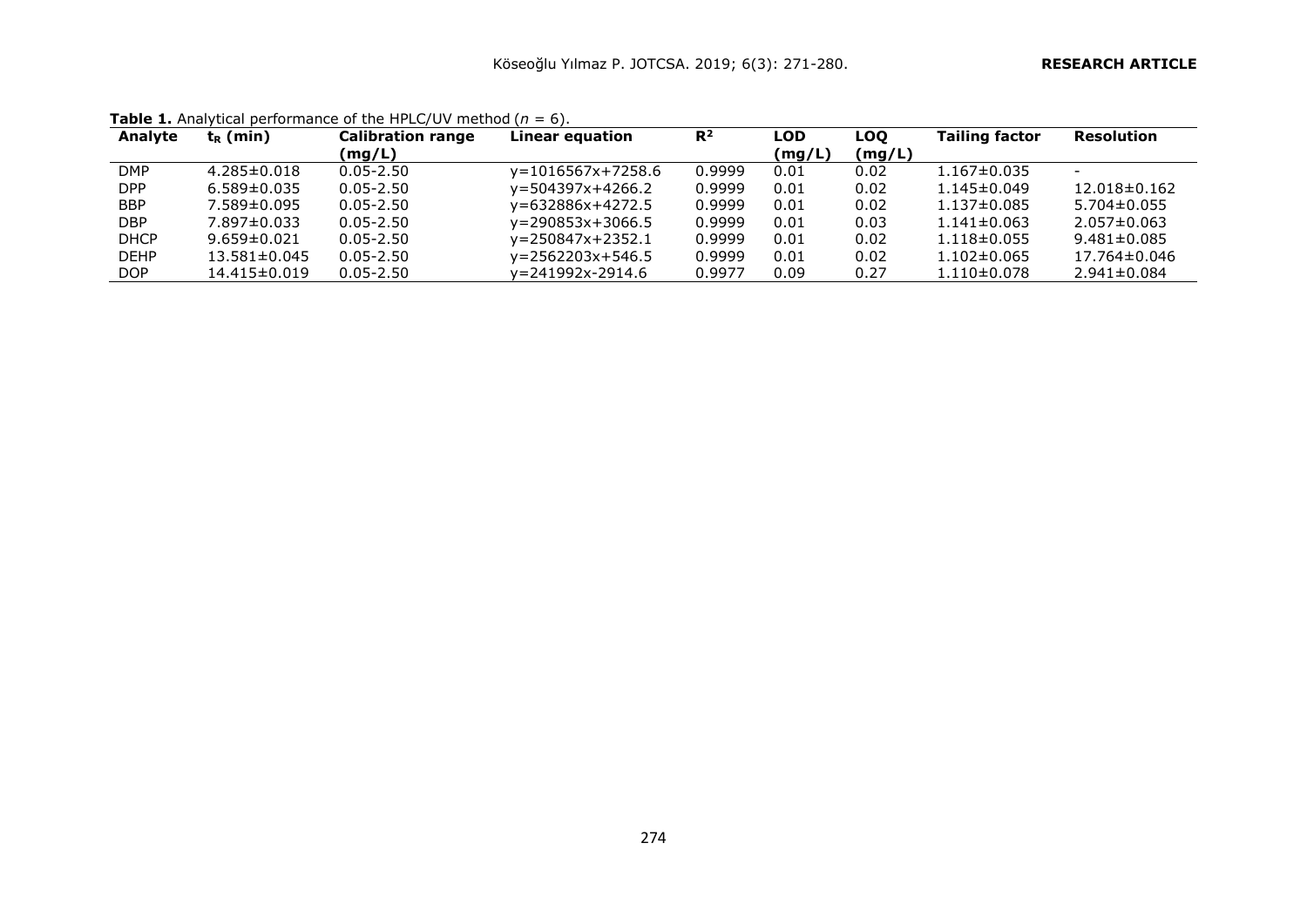**Table 1.** Analytical performance of the HPLC/UV method (*n* = 6).

| Analyte | $t_R$ (min) | Calibration range (mg/L) | Linear equation | $R^2$ | LOD (mg/L) | LOQ (mg/L) | Tailing factor | Resolution |
|---|---|---|---|---|---|---|---|---|
| DMP | 4.285±0.018 | 0.05-2.50 | y=1016567x+7258.6 | 0.9999 | 0.01 | 0.02 | 1.167±0.035 | - |
| DPP | 6.589±0.035 | 0.05-2.50 | y=504397x+4266.2 | 0.9999 | 0.01 | 0.02 | 1.145±0.049 | 12.018±0.162 |
| BBP | 7.589±0.095 | 0.05-2.50 | y=632886x+4272.5 | 0.9999 | 0.01 | 0.02 | 1.137±0.085 | 5.704±0.055 |
| DBP | 7.897±0.033 | 0.05-2.50 | y=290853x+3066.5 | 0.9999 | 0.01 | 0.03 | 1.141±0.063 | 2.057±0.063 |
| DHCP | 9.659±0.021 | 0.05-2.50 | y=250847x+2352.1 | 0.9999 | 0.01 | 0.02 | 1.118±0.055 | 9.481±0.085 |
| DEHP | 13.581±0.045 | 0.05-2.50 | y=2562203x+546.5 | 0.9999 | 0.01 | 0.02 | 1.102±0.065 | 17.764±0.046 |
| DOP | 14.415±0.019 | 0.05-2.50 | y=241992x-2914.6 | 0.9977 | 0.09 | 0.27 | 1.110±0.078 | 2.941±0.084 |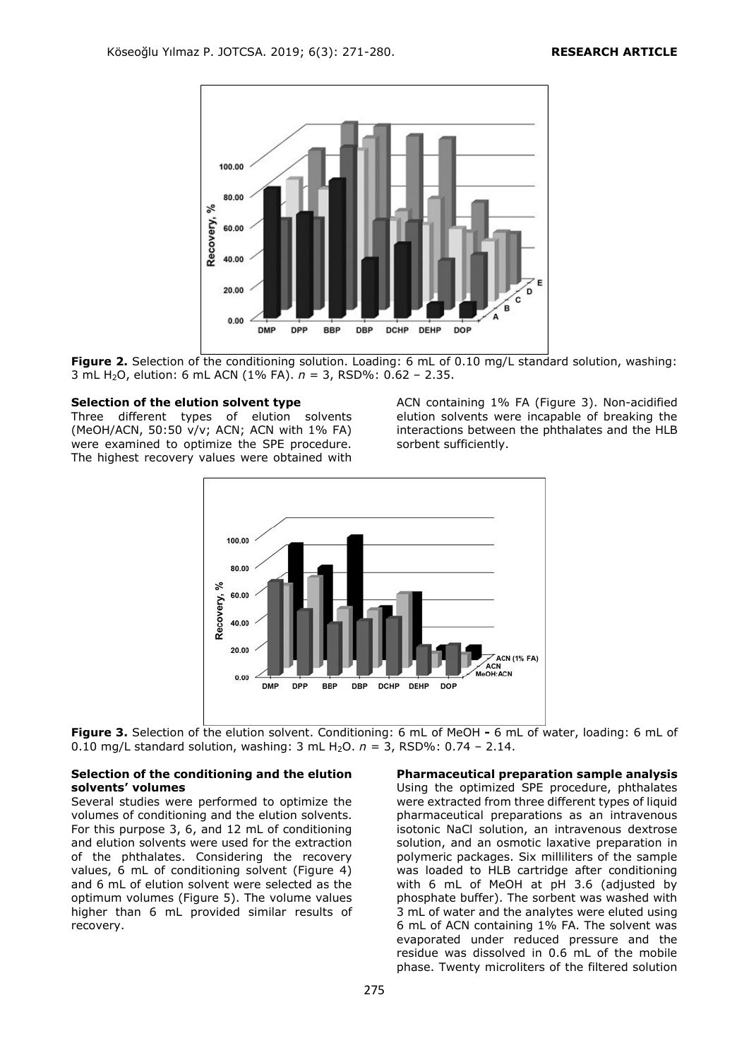**Figure 2.** Selection of the conditioning solution. Loading: 6 mL of 0.10 mg/L standard solution, washing: 3 mL $H_2O$, elution: 6 mL ACN (1% FA). $n$ = 3, RSD%: 0.62 – 2.35.

#### Selection of the elution solvent type

Three different types of elution solvents (MeOH/ACN, 50:50 v/v; ACN; ACN with 1% FA) were examined to optimize the SPE procedure. The highest recovery values were obtained with ACN containing 1% FA (Figure 3). Non-acidified elution solvents were incapable of breaking the interactions between the phthalates and the HLB sorbent sufficiently.

**Figure 3.** Selection of the elution solvent. Conditioning: 6 mL of MeOH - 6 mL of water, loading: 6 mL of 0.10 mg/L standard solution, washing: 3 mL $H_2O$. $n$ = 3, RSD%: 0.74 – 2.14.

#### Selection of the conditioning and the elution solvents' volumes

Several studies were performed to optimize the volumes of conditioning and the elution solvents. For this purpose 3, 6, and 12 mL of conditioning and elution solvents were used for the extraction of the phthalates. Considering the recovery values, 6 mL of conditioning solvent (Figure 4) and 6 mL of elution solvent were selected as the optimum volumes (Figure 5). The volume values higher than 6 mL provided similar results of recovery.

#### Pharmaceutical preparation sample analysis

Using the optimized SPE procedure, phthalates were extracted from three different types of liquid pharmaceutical preparations as an intravenous isotonic NaCl solution, an intravenous dextrose solution, and an osmotic laxative preparation in polymeric packages. Six milliliters of the sample was loaded to HLB cartridge after conditioning with 6 mL of MeOH at pH 3.6 (adjusted by phosphate buffer). The sorbent was washed with 3 mL of water and the analytes were eluted using 6 mL of ACN containing 1% FA. The solvent was evaporated under reduced pressure and the residue was dissolved in 0.6 mL of the mobile phase. Twenty microliters of the filtered solution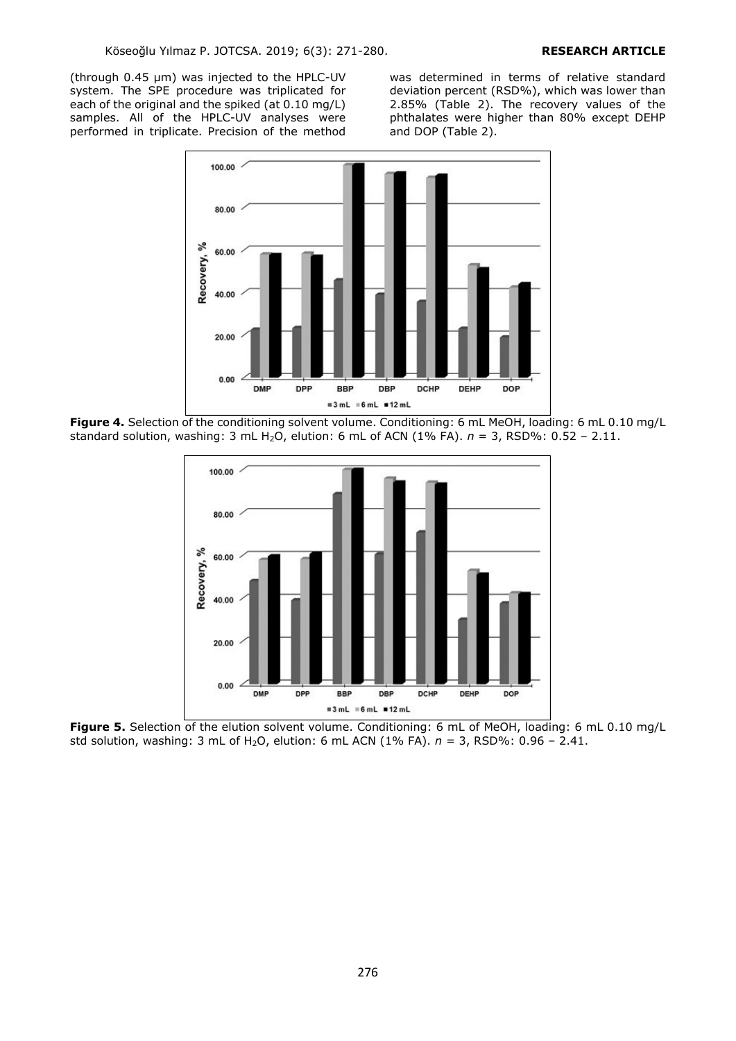(through 0.45 µm) was injected to the HPLC-UV system. The SPE procedure was triplicated for each of the original and the spiked (at 0.10 mg/L) samples. All of the HPLC-UV analyses were performed in triplicate. Precision of the method was determined in terms of relative standard deviation percent (RSD%), which was lower than 2.85% (Table 2). The recovery values of the phthalates were higher than 80% except DEHP and DOP (Table 2).

**Figure 4.** Selection of the conditioning solvent volume. Conditioning: 6 mL MeOH, loading: 6 mL 0.10 mg/L standard solution, washing: 3 mL $H_2O$, elution: 6 mL of ACN (1% FA). *n* = 3, RSD%: 0.52 – 2.11.

**Figure 5.** Selection of the elution solvent volume. Conditioning: 6 mL of MeOH, loading: 6 mL 0.10 mg/L std solution, washing: 3 mL of $H_2O$, elution: 6 mL ACN (1% FA). *n* = 3, RSD%: 0.96 – 2.41.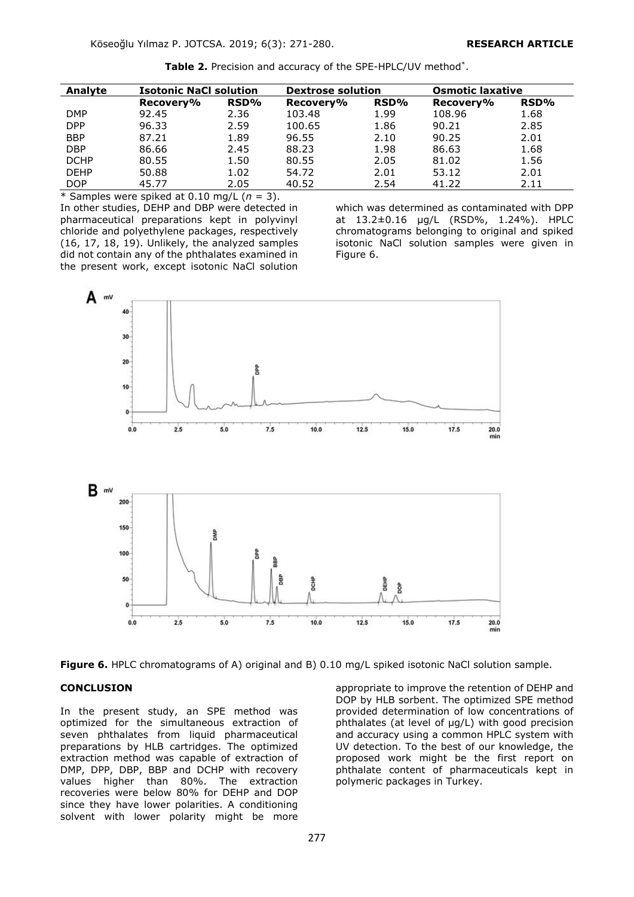**Table 2.** Precision and accuracy of the SPE-HPLC/UV method*.

| Analyte | Isotonic NaCl solution | | Dextrose solution | | Osmotic laxative | |
|---|---|---|---|---|---|---|
| | Recovery% | RSD% | Recovery% | RSD% | Recovery% | RSD% |
| DMP | 92.45 | 2.36 | 103.48 | 1.99 | 108.96 | 1.68 |
| DPP | 96.33 | 2.59 | 100.65 | 1.86 | 90.21 | 2.85 |
| BBP | 87.21 | 1.89 | 96.55 | 2.10 | 90.25 | 2.01 |
| DBP | 86.66 | 2.45 | 88.23 | 1.98 | 86.63 | 1.68 |
| DCHP | 80.55 | 1.50 | 80.55 | 2.05 | 81.02 | 1.56 |
| DEHP | 50.88 | 1.02 | 54.72 | 2.01 | 53.12 | 2.01 |
| DOP | 45.77 | 2.05 | 40.52 | 2.54 | 41.22 | 2.11 |

\* Samples were spiked at 0.10 mg/L ($n$ = 3).

In other studies, DEHP and DBP were detected in pharmaceutical preparations kept in polyvinyl chloride and polyethylene packages, respectively (16, 17, 18, 19). Unlikely, the analyzed samples did not contain any of the phthalates examined in the present work, except isotonic NaCl solution which was determined as contaminated with DPP at 13.2±0.16 µg/L (RSD%, 1.24%). HPLC chromatograms belonging to original and spiked isotonic NaCl solution samples were given in Figure 6.

**Figure 6.** HPLC chromatograms of A) original and B) 0.10 mg/L spiked isotonic NaCl solution sample.

## CONCLUSION

In the present study, an SPE method was optimized for the simultaneous extraction of seven phthalates from liquid pharmaceutical preparations by HLB cartridges. The optimized extraction method was capable of extraction of DMP, DPP, DBP, BBP and DCHP with recovery values higher than 80%. The extraction recoveries were below 80% for DEHP and DOP since they have lower polarities. A conditioning solvent with lower polarity might be more appropriate to improve the retention of DEHP and DOP by HLB sorbent. The optimized SPE method provided determination of low concentrations of phthalates (at level of µg/L) with good precision and accuracy using a common HPLC system with UV detection. To the best of our knowledge, the proposed work might be the first report on phthalate content of pharmaceuticals kept in polymeric packages in Turkey.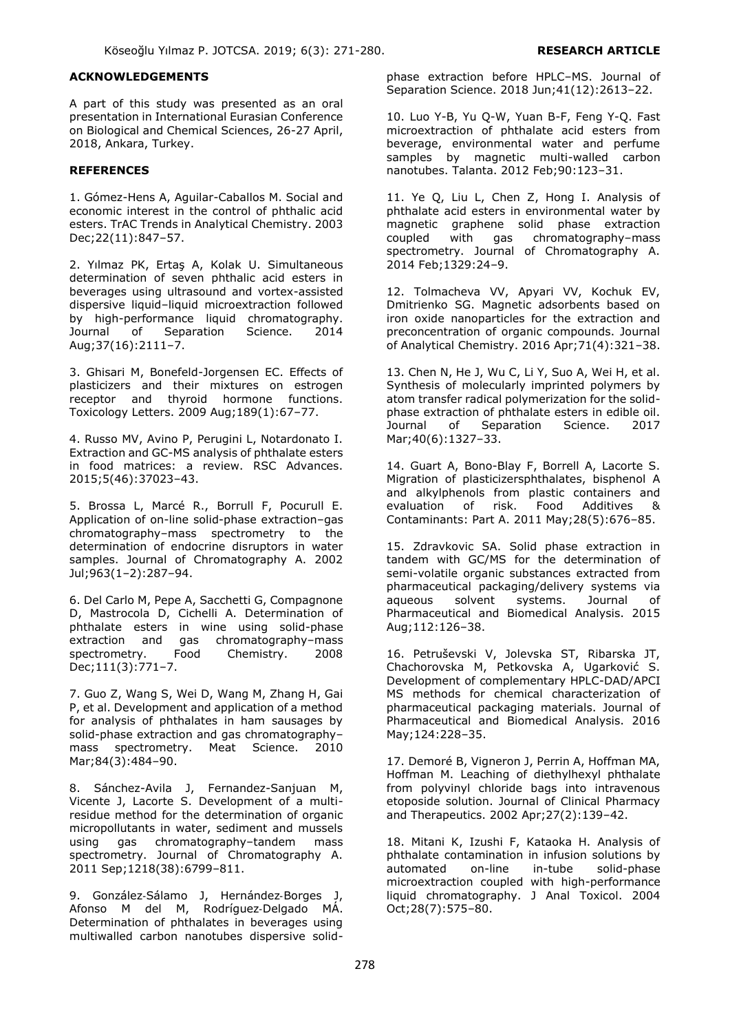## ACKNOWLEDGEMENTS

A part of this study was presented as an oral presentation in International Eurasian Conference on Biological and Chemical Sciences, 26-27 April, 2018, Ankara, Turkey.

## REFERENCES

1. Gómez-Hens A, Aguilar-Caballos M. Social and economic interest in the control of phthalic acid esters. TrAC Trends in Analytical Chemistry. 2003 Dec;22(11):847–57.

2. Yılmaz PK, Ertaş A, Kolak U. Simultaneous determination of seven phthalic acid esters in beverages using ultrasound and vortex-assisted dispersive liquid–liquid microextraction followed by high-performance liquid chromatography. Journal of Separation Science. 2014 Aug;37(16):2111–7.

3. Ghisari M, Bonefeld-Jorgensen EC. Effects of plasticizers and their mixtures on estrogen receptor and thyroid hormone functions. Toxicology Letters. 2009 Aug;189(1):67–77.

4. Russo MV, Avino P, Perugini L, Notardonato I. Extraction and GC-MS analysis of phthalate esters in food matrices: a review. RSC Advances. 2015;5(46):37023–43.

5. Brossa L, Marcé R., Borrull F, Pocurull E. Application of on-line solid-phase extraction–gas chromatography–mass spectrometry to the determination of endocrine disruptors in water samples. Journal of Chromatography A. 2002 Jul;963(1–2):287–94.

6. Del Carlo M, Pepe A, Sacchetti G, Compagnone D, Mastrocola D, Cichelli A. Determination of phthalate esters in wine using solid-phase extraction and gas chromatography–mass spectrometry. Food Chemistry. 2008 Dec;111(3):771–7.

7. Guo Z, Wang S, Wei D, Wang M, Zhang H, Gai P, et al. Development and application of a method for analysis of phthalates in ham sausages by solid-phase extraction and gas chromatography–mass spectrometry. Meat Science. 2010 Mar;84(3):484–90.

8. Sánchez-Avila J, Fernandez-Sanjuan M, Vicente J, Lacorte S. Development of a multi-residue method for the determination of organic micropollutants in water, sediment and mussels using gas chromatography–tandem mass spectrometry. Journal of Chromatography A. 2011 Sep;1218(38):6799–811.

9. González-Sálamo J, Hernández-Borges J, Afonso M del M, Rodríguez-Delgado MÁ. Determination of phthalates in beverages using multiwalled carbon nanotubes dispersive solid-phase extraction before HPLC–MS. Journal of Separation Science. 2018 Jun;41(12):2613–22.

10. Luo Y-B, Yu Q-W, Yuan B-F, Feng Y-Q. Fast microextraction of phthalate acid esters from beverage, environmental water and perfume samples by magnetic multi-walled carbon nanotubes. Talanta. 2012 Feb;90:123–31.

11. Ye Q, Liu L, Chen Z, Hong I. Analysis of phthalate acid esters in environmental water by magnetic graphene solid phase extraction coupled with gas chromatography–mass spectrometry. Journal of Chromatography A. 2014 Feb;1329:24–9.

12. Tolmacheva VV, Apyari VV, Kochuk EV, Dmitrienko SG. Magnetic adsorbents based on iron oxide nanoparticles for the extraction and preconcentration of organic compounds. Journal of Analytical Chemistry. 2016 Apr;71(4):321–38.

13. Chen N, He J, Wu C, Li Y, Suo A, Wei H, et al. Synthesis of molecularly imprinted polymers by atom transfer radical polymerization for the solid-phase extraction of phthalate esters in edible oil. Journal of Separation Science. 2017 Mar;40(6):1327–33.

14. Guart A, Bono-Blay F, Borrell A, Lacorte S. Migration of plasticizersphthalates, bisphenol A and alkylphenols from plastic containers and evaluation of risk. Food Additives & Contaminants: Part A. 2011 May;28(5):676–85.

15. Zdravkovic SA. Solid phase extraction in tandem with GC/MS for the determination of semi-volatile organic substances extracted from pharmaceutical packaging/delivery systems via aqueous solvent systems. Journal of Pharmaceutical and Biomedical Analysis. 2015 Aug;112:126–38.

16. Petruševski V, Jolevska ST, Ribarska JT, Chachorovska M, Petkovska A, Ugarković S. Development of complementary HPLC-DAD/APCI MS methods for chemical characterization of pharmaceutical packaging materials. Journal of Pharmaceutical and Biomedical Analysis. 2016 May;124:228–35.

17. Demoré B, Vigneron J, Perrin A, Hoffman MA, Hoffman M. Leaching of diethylhexyl phthalate from polyvinyl chloride bags into intravenous etoposide solution. Journal of Clinical Pharmacy and Therapeutics. 2002 Apr;27(2):139–42.

18. Mitani K, Izushi F, Kataoka H. Analysis of phthalate contamination in infusion solutions by automated on-line in-tube solid-phase microextraction coupled with high-performance liquid chromatography. J Anal Toxicol. 2004 Oct;28(7):575–80.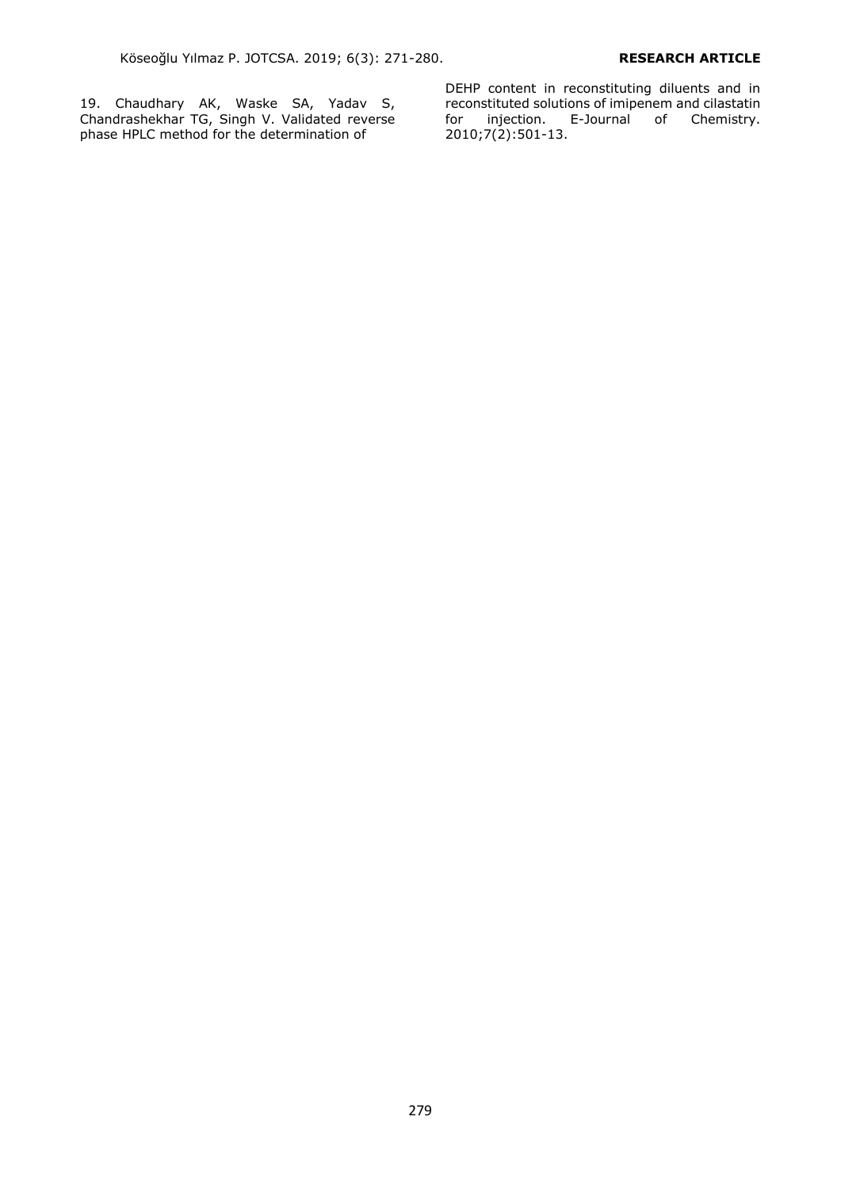19. Chaudhary AK, Waske SA, Yadav S, Chandrashekhar TG, Singh V. Validated reverse phase HPLC method for the determination of DEHP content in reconstituting diluents and in reconstituted solutions of imipenem and cilastatin for injection. E-Journal of Chemistry. 2010;7(2):501-13.